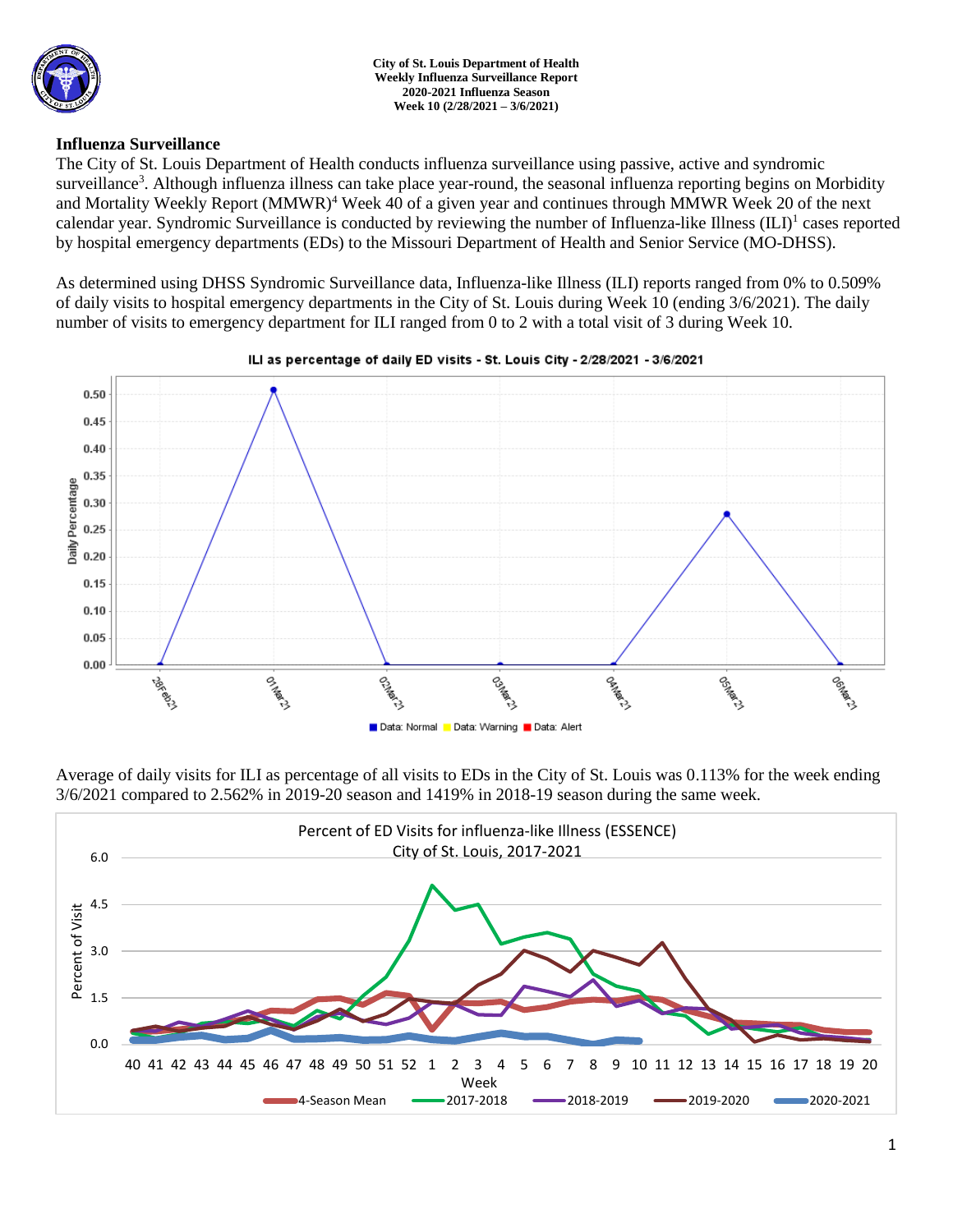**City of St. Louis Department of Health**
**Weekly Influenza Surveillance Report**
**2020-2021 Influenza Season**
**Week 10 (2/28/2021 – 3/6/2021)**

## Influenza Surveillance

The City of St. Louis Department of Health conducts influenza surveillance using passive, active and syndromic surveillance[3]. Although influenza illness can take place year-round, the seasonal influenza reporting begins on Morbidity and Mortality Weekly Report (MMWR)[4] Week 40 of a given year and continues through MMWR Week 20 of the next calendar year. Syndromic Surveillance is conducted by reviewing the number of Influenza-like Illness (ILI)[1] cases reported by hospital emergency departments (EDs) to the Missouri Department of Health and Senior Service (MO-DHSS).

As determined using DHSS Syndromic Surveillance data, Influenza-like Illness (ILI) reports ranged from 0% to 0.509% of daily visits to hospital emergency departments in the City of St. Louis during Week 10 (ending 3/6/2021). The daily number of visits to emergency department for ILI ranged from 0 to 2 with a total visit of 3 during Week 10.

ILI as percentage of daily ED visits - St. Louis City - 2/28/2021 - 3/6/2021

Average of daily visits for ILI as percentage of all visits to EDs in the City of St. Louis was 0.113% for the week ending 3/6/2021 compared to 2.562% in 2019-20 season and 1419% in 2018-19 season during the same week.

Percent of ED Visits for influenza-like Illness (ESSENCE) City of St. Louis, 2017-2021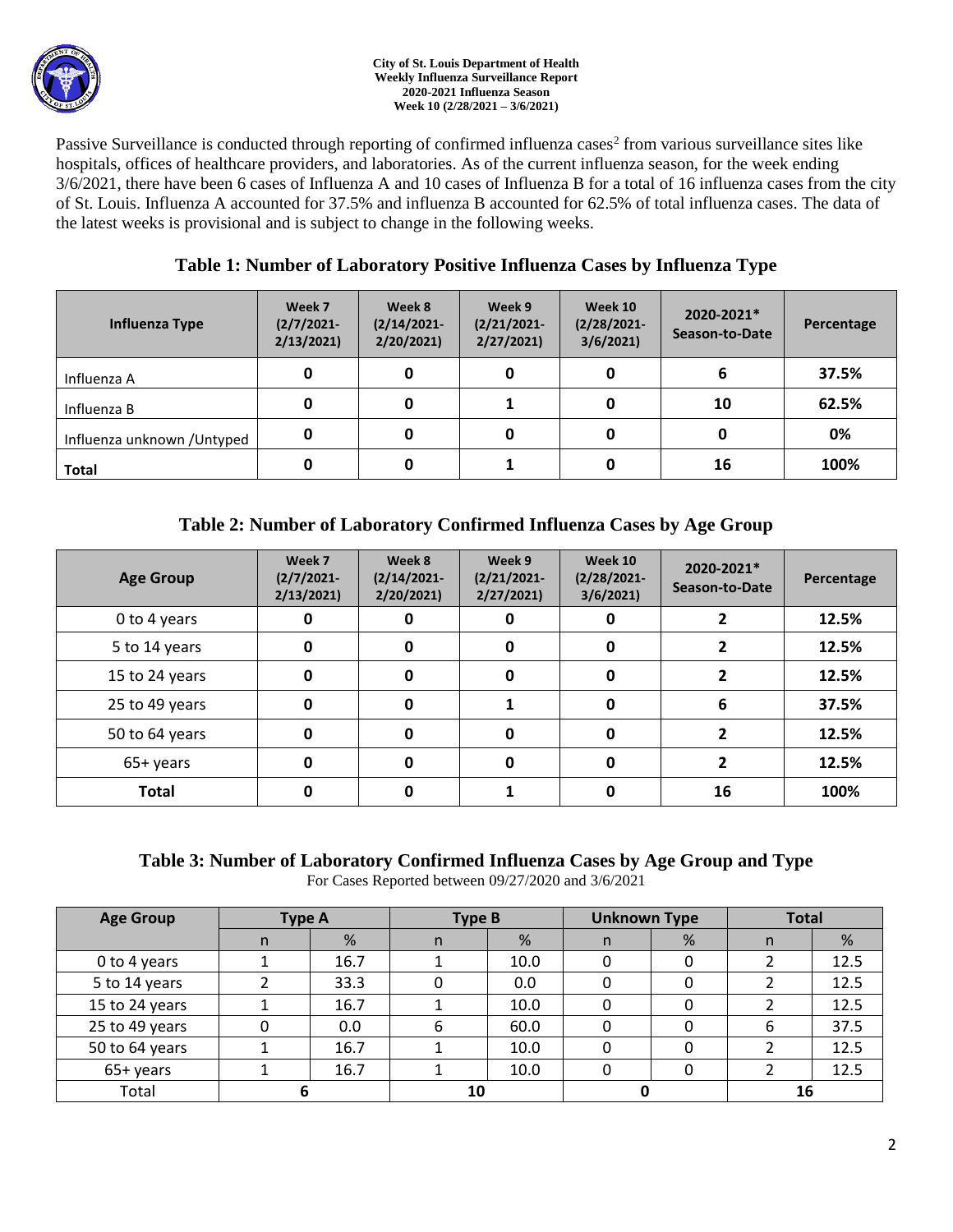Passive Surveillance is conducted through reporting of confirmed influenza cases[2] from various surveillance sites like hospitals, offices of healthcare providers, and laboratories. As of the current influenza season, for the week ending 3/6/2021, there have been 6 cases of Influenza A and 10 cases of Influenza B for a total of 16 influenza cases from the city of St. Louis. Influenza A accounted for 37.5% and influenza B accounted for 62.5% of total influenza cases. The data of the latest weeks is provisional and is subject to change in the following weeks.

## Table 1: Number of Laboratory Positive Influenza Cases by Influenza Type

| Influenza Type | Week 7 (2/7/2021-2/13/2021) | Week 8 (2/14/2021-2/20/2021) | Week 9 (2/21/2021-2/27/2021) | Week 10 (2/28/2021-3/6/2021) | 2020-2021* Season-to-Date | Percentage |
|---|---|---|---|---|---|---|
| Influenza A | 0 | 0 | 0 | 0 | 6 | 37.5% |
| Influenza B | 0 | 0 | 1 | 0 | 10 | 62.5% |
| Influenza unknown /Untyped | 0 | 0 | 0 | 0 | 0 | 0% |
| **Total** | 0 | 0 | 1 | 0 | 16 | 100% |

## Table 2: Number of Laboratory Confirmed Influenza Cases by Age Group

| Age Group | Week 7 (2/7/2021-2/13/2021) | Week 8 (2/14/2021-2/20/2021) | Week 9 (2/21/2021-2/27/2021) | Week 10 (2/28/2021-3/6/2021) | 2020-2021* Season-to-Date | Percentage |
|---|---|---|---|---|---|---|
| 0 to 4 years | 0 | 0 | 0 | 0 | 2 | 12.5% |
| 5 to 14 years | 0 | 0 | 0 | 0 | 2 | 12.5% |
| 15 to 24 years | 0 | 0 | 0 | 0 | 2 | 12.5% |
| 25 to 49 years | 0 | 0 | 1 | 0 | 6 | 37.5% |
| 50 to 64 years | 0 | 0 | 0 | 0 | 2 | 12.5% |
| 65+ years | 0 | 0 | 0 | 0 | 2 | 12.5% |
| **Total** | 0 | 0 | 1 | 0 | 16 | 100% |

## Table 3: Number of Laboratory Confirmed Influenza Cases by Age Group and Type

For Cases Reported between 09/27/2020 and 3/6/2021

| Age Group | Type A | | Type B | | Unknown Type | | Total | |
|---|---|---|---|---|---|---|---|---|
| | n | % | n | % | n | % | n | % |
| 0 to 4 years | 1 | 16.7 | 1 | 10.0 | 0 | 0 | 2 | 12.5 |
| 5 to 14 years | 2 | 33.3 | 0 | 0.0 | 0 | 0 | 2 | 12.5 |
| 15 to 24 years | 1 | 16.7 | 1 | 10.0 | 0 | 0 | 2 | 12.5 |
| 25 to 49 years | 0 | 0.0 | 6 | 60.0 | 0 | 0 | 6 | 37.5 |
| 50 to 64 years | 1 | 16.7 | 1 | 10.0 | 0 | 0 | 2 | 12.5 |
| 65+ years | 1 | 16.7 | 1 | 10.0 | 0 | 0 | 2 | 12.5 |
| Total | 6 | | 10 | | 0 | | 16 | |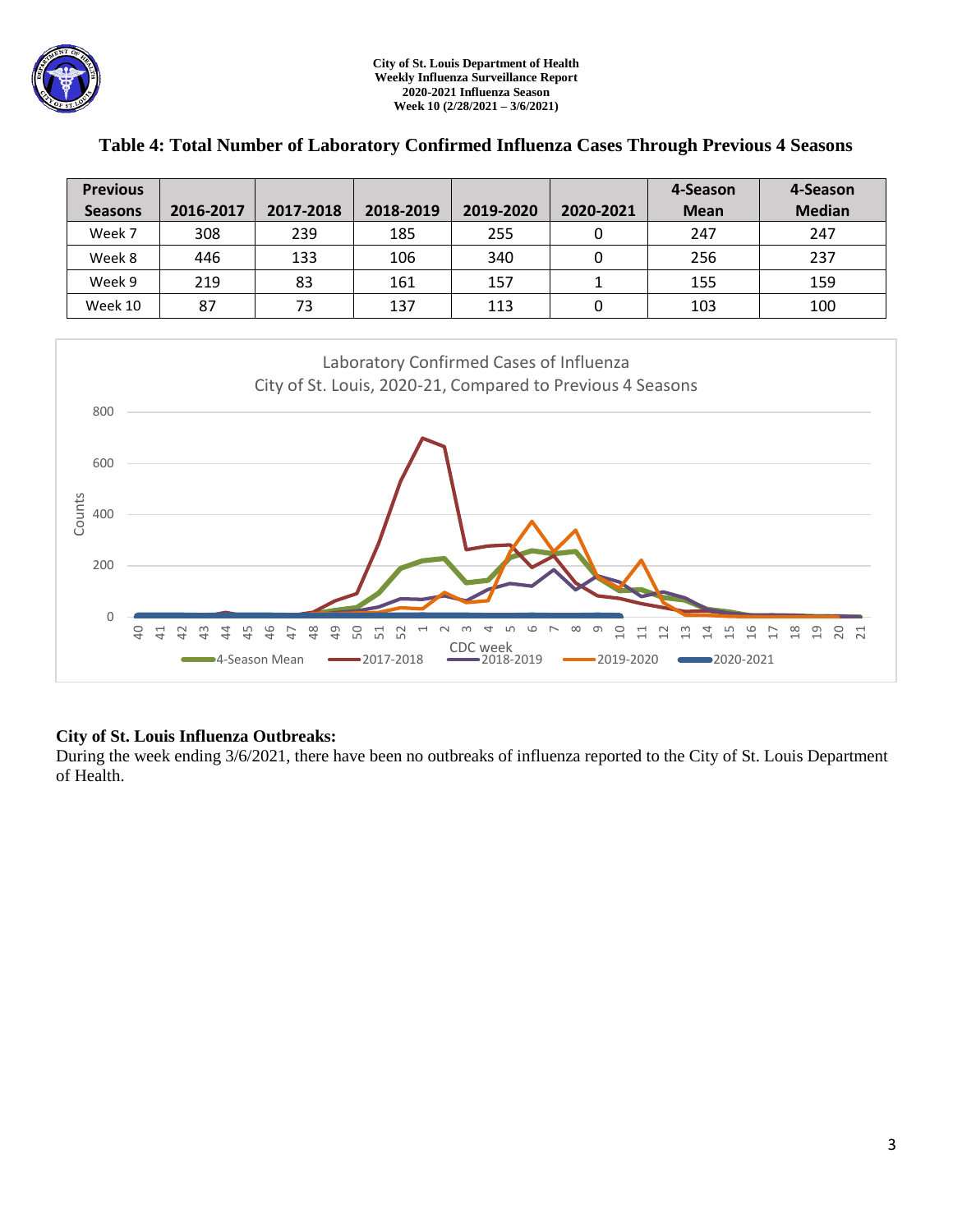## Table 4: Total Number of Laboratory Confirmed Influenza Cases Through Previous 4 Seasons

| Previous Seasons | 2016-2017 | 2017-2018 | 2018-2019 | 2019-2020 | 2020-2021 | 4-Season Mean | 4-Season Median |
|---|---|---|---|---|---|---|---|
| Week 7 | 308 | 239 | 185 | 255 | 0 | 247 | 247 |
| Week 8 | 446 | 133 | 106 | 340 | 0 | 256 | 237 |
| Week 9 | 219 | 83 | 161 | 157 | 1 | 155 | 159 |
| Week 10 | 87 | 73 | 137 | 113 | 0 | 103 | 100 |

Laboratory Confirmed Cases of Influenza
City of St. Louis, 2020-21, Compared to Previous 4 Seasons

### City of St. Louis Influenza Outbreaks:

During the week ending 3/6/2021, there have been no outbreaks of influenza reported to the City of St. Louis Department of Health.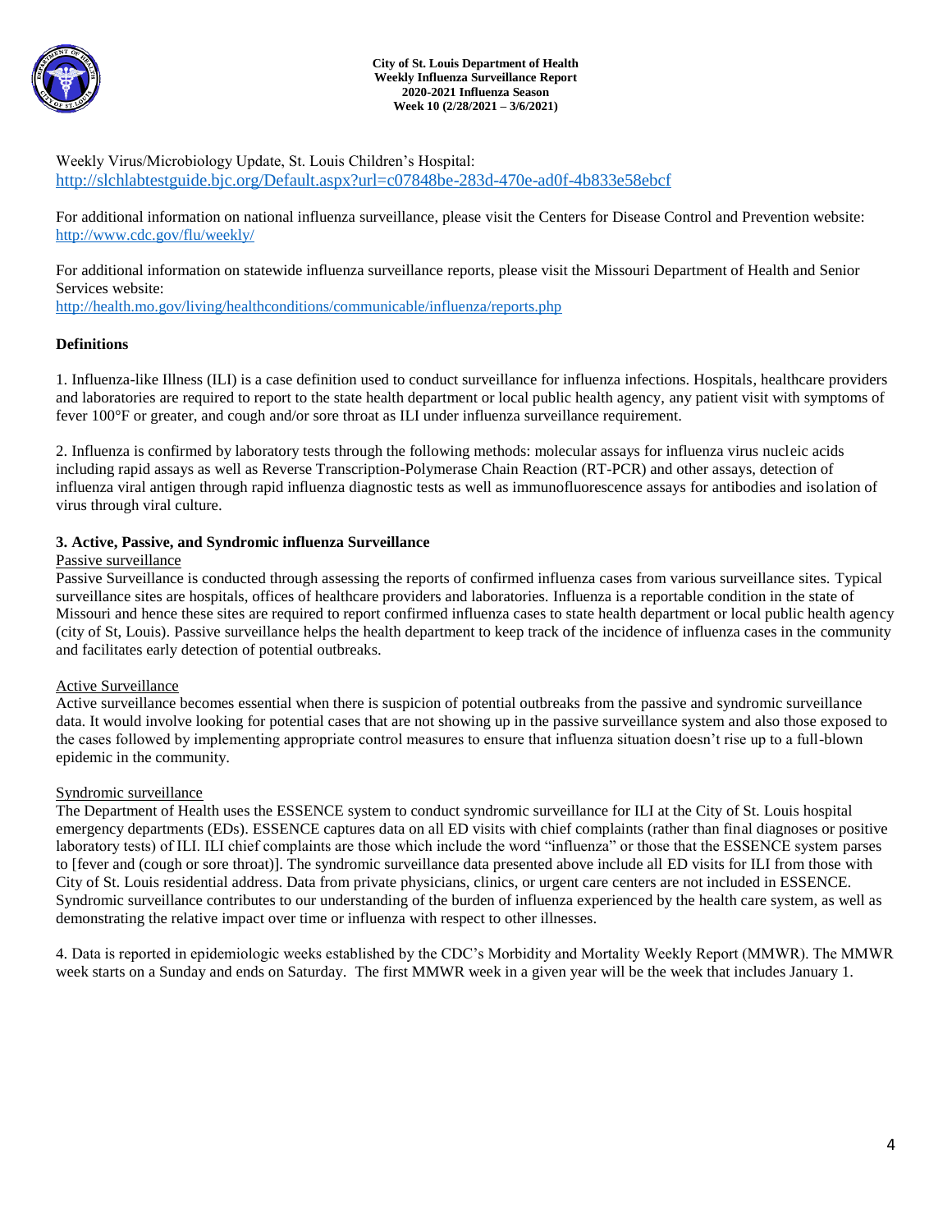Weekly Virus/Microbiology Update, St. Louis Children's Hospital:
http://slchlabtestguide.bjc.org/Default.aspx?url=c07848be-283d-470e-ad0f-4b833e58ebcf

For additional information on national influenza surveillance, please visit the Centers for Disease Control and Prevention website: http://www.cdc.gov/flu/weekly/

For additional information on statewide influenza surveillance reports, please visit the Missouri Department of Health and Senior Services website:
http://health.mo.gov/living/healthconditions/communicable/influenza/reports.php

**Definitions**

1. Influenza-like Illness (ILI) is a case definition used to conduct surveillance for influenza infections. Hospitals, healthcare providers and laboratories are required to report to the state health department or local public health agency, any patient visit with symptoms of fever 100°F or greater, and cough and/or sore throat as ILI under influenza surveillance requirement.

2. Influenza is confirmed by laboratory tests through the following methods: molecular assays for influenza virus nucleic acids including rapid assays as well as Reverse Transcription-Polymerase Chain Reaction (RT-PCR) and other assays, detection of influenza viral antigen through rapid influenza diagnostic tests as well as immunofluorescence assays for antibodies and isolation of virus through viral culture.

**3. Active, Passive, and Syndromic influenza Surveillance**

Passive surveillance

Passive Surveillance is conducted through assessing the reports of confirmed influenza cases from various surveillance sites. Typical surveillance sites are hospitals, offices of healthcare providers and laboratories. Influenza is a reportable condition in the state of Missouri and hence these sites are required to report confirmed influenza cases to state health department or local public health agency (city of St, Louis). Passive surveillance helps the health department to keep track of the incidence of influenza cases in the community and facilitates early detection of potential outbreaks.

Active Surveillance

Active surveillance becomes essential when there is suspicion of potential outbreaks from the passive and syndromic surveillance data. It would involve looking for potential cases that are not showing up in the passive surveillance system and also those exposed to the cases followed by implementing appropriate control measures to ensure that influenza situation doesn't rise up to a full-blown epidemic in the community.

Syndromic surveillance

The Department of Health uses the ESSENCE system to conduct syndromic surveillance for ILI at the City of St. Louis hospital emergency departments (EDs). ESSENCE captures data on all ED visits with chief complaints (rather than final diagnoses or positive laboratory tests) of ILI. ILI chief complaints are those which include the word "influenza" or those that the ESSENCE system parses to [fever and (cough or sore throat)]. The syndromic surveillance data presented above include all ED visits for ILI from those with City of St. Louis residential address. Data from private physicians, clinics, or urgent care centers are not included in ESSENCE. Syndromic surveillance contributes to our understanding of the burden of influenza experienced by the health care system, as well as demonstrating the relative impact over time or influenza with respect to other illnesses.

4. Data is reported in epidemiologic weeks established by the CDC's Morbidity and Mortality Weekly Report (MMWR). The MMWR week starts on a Sunday and ends on Saturday. The first MMWR week in a given year will be the week that includes January 1.